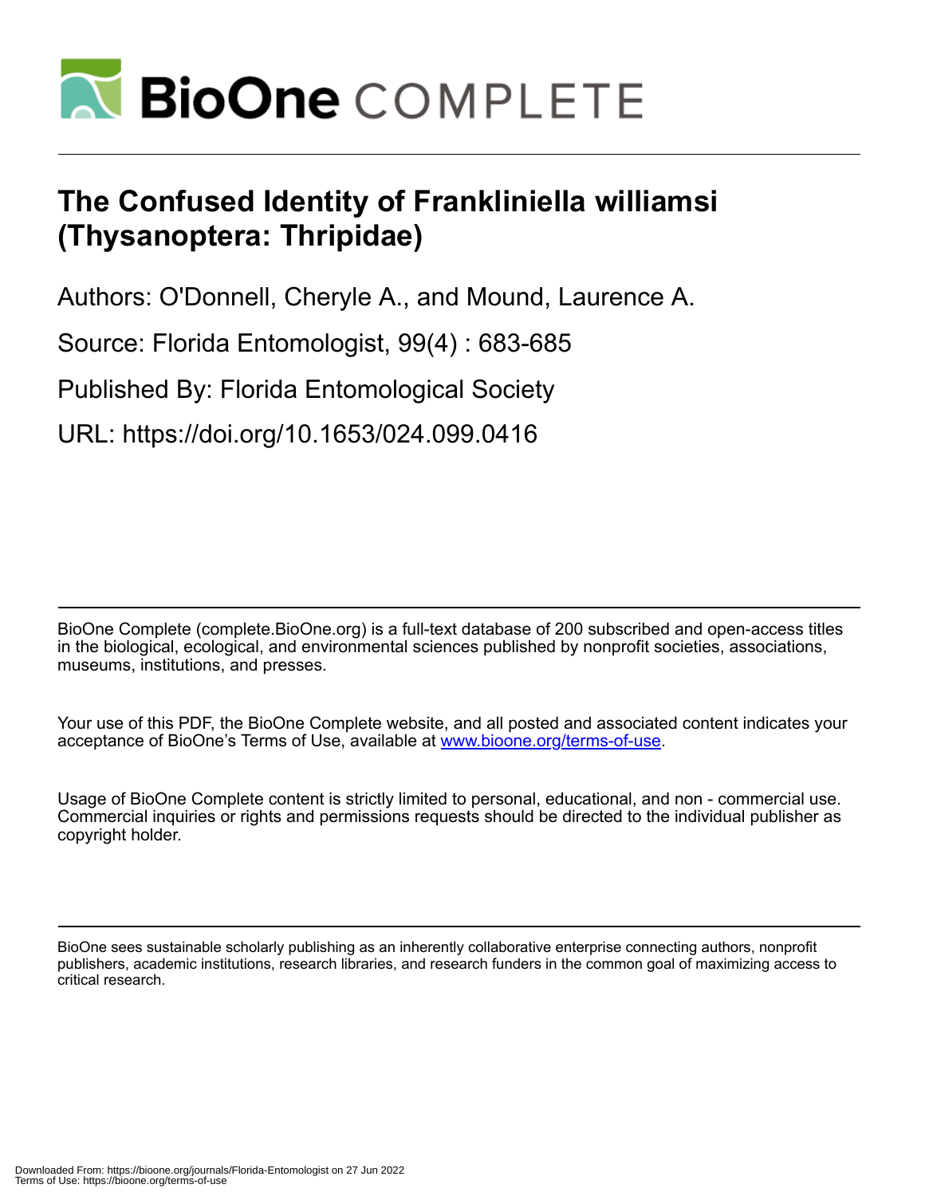# The Confused Identity of Frankliniella williamsi (Thysanoptera: Thripidae)

Authors: O'Donnell, Cheryle A., and Mound, Laurence A.

Source: Florida Entomologist, 99(4) : 683-685

Published By: Florida Entomological Society

URL: https://doi.org/10.1653/024.099.0416

BioOne Complete (complete.BioOne.org) is a full-text database of 200 subscribed and open-access titles in the biological, ecological, and environmental sciences published by nonprofit societies, associations, museums, institutions, and presses.

Your use of this PDF, the BioOne Complete website, and all posted and associated content indicates your acceptance of BioOne's Terms of Use, available at www.bioone.org/terms-of-use.

Usage of BioOne Complete content is strictly limited to personal, educational, and non - commercial use. Commercial inquiries or rights and permissions requests should be directed to the individual publisher as copyright holder.

BioOne sees sustainable scholarly publishing as an inherently collaborative enterprise connecting authors, nonprofit publishers, academic institutions, research libraries, and research funders in the common goal of maximizing access to critical research.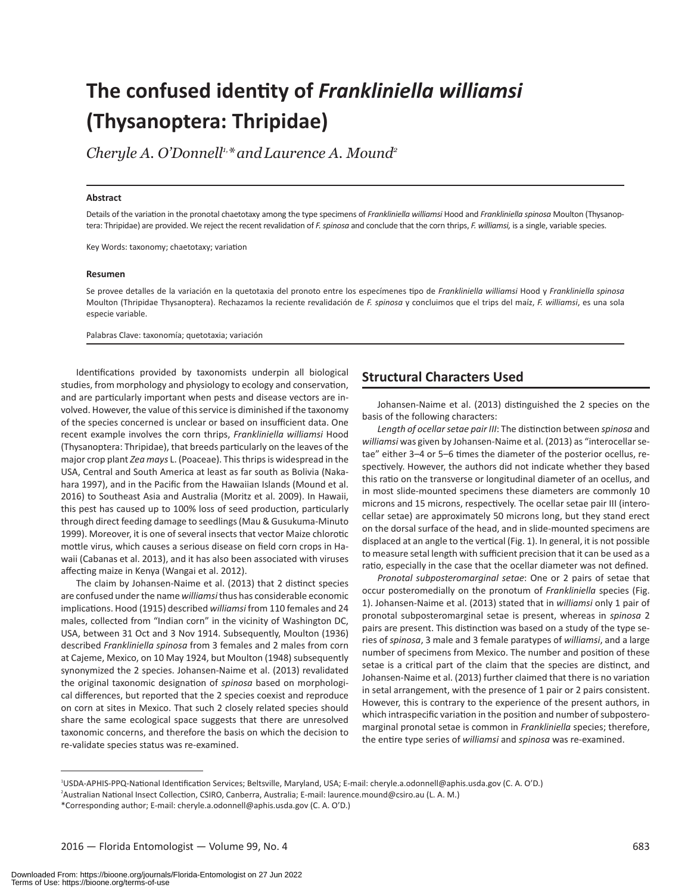# The confused identity of *Frankliniella williamsi* (Thysanoptera: Thripidae)

*Cheryle A. O'Donnell*[1,*] *and Laurence A. Mound*[2]

#### Abstract

Details of the variation in the pronotal chaetotaxy among the type specimens of *Frankliniella williamsi* Hood and *Frankliniella spinosa* Moulton (Thysanoptera: Thripidae) are provided. We reject the recent revalidation of *F. spinosa* and conclude that the corn thrips, *F. williamsi,* is a single, variable species.

Key Words: taxonomy; chaetotaxy; variation

#### Resumen

Se provee detalles de la variación en la quetotaxia del pronoto entre los especímenes tipo de *Frankliniella williamsi* Hood y *Frankliniella spinosa* Moulton (Thripidae Thysanoptera). Rechazamos la reciente revalidación de *F. spinosa* y concluimos que el trips del maíz, *F. williamsi*, es una sola especie variable.

Palabras Clave: taxonomía; quetotaxia; variación

Identifications provided by taxonomists underpin all biological studies, from morphology and physiology to ecology and conservation, and are particularly important when pests and disease vectors are involved. However, the value of this service is diminished if the taxonomy of the species concerned is unclear or based on insufficient data. One recent example involves the corn thrips, *Frankliniella williamsi* Hood (Thysanoptera: Thripidae), that breeds particularly on the leaves of the major crop plant *Zea mays* L. (Poaceae). This thrips is widespread in the USA, Central and South America at least as far south as Bolivia (Nakahara 1997), and in the Pacific from the Hawaiian Islands (Mound et al. 2016) to Southeast Asia and Australia (Moritz et al. 2009). In Hawaii, this pest has caused up to 100% loss of seed production, particularly through direct feeding damage to seedlings (Mau & Gusukuma-Minuto 1999). Moreover, it is one of several insects that vector Maize chlorotic mottle virus, which causes a serious disease on field corn crops in Hawaii (Cabanas et al. 2013), and it has also been associated with viruses affecting maize in Kenya (Wangai et al. 2012).

The claim by Johansen-Naime et al. (2013) that 2 distinct species are confused under the name *williamsi* thus has considerable economic implications. Hood (1915) described *williamsi* from 110 females and 24 males, collected from "Indian corn" in the vicinity of Washington DC, USA, between 31 Oct and 3 Nov 1914. Subsequently, Moulton (1936) described *Frankliniella spinosa* from 3 females and 2 males from corn at Cajeme, Mexico, on 10 May 1924, but Moulton (1948) subsequently synonymized the 2 species. Johansen-Naime et al. (2013) revalidated the original taxonomic designation of *spinosa* based on morphological differences, but reported that the 2 species coexist and reproduce on corn at sites in Mexico. That such 2 closely related species should share the same ecological space suggests that there are unresolved taxonomic concerns, and therefore the basis on which the decision to re-validate species status was re-examined.

## Structural Characters Used

Johansen-Naime et al. (2013) distinguished the 2 species on the basis of the following characters:

*Length of ocellar setae pair III*: The distinction between *spinosa* and *williamsi* was given by Johansen-Naime et al. (2013) as "interocellar setae" either 3–4 or 5–6 times the diameter of the posterior ocellus, respectively. However, the authors did not indicate whether they based this ratio on the transverse or longitudinal diameter of an ocellus, and in most slide-mounted specimens these diameters are commonly 10 microns and 15 microns, respectively. The ocellar setae pair III (interocellar setae) are approximately 50 microns long, but they stand erect on the dorsal surface of the head, and in slide-mounted specimens are displaced at an angle to the vertical (Fig. 1). In general, it is not possible to measure setal length with sufficient precision that it can be used as a ratio, especially in the case that the ocellar diameter was not defined.

*Pronotal subposteromarginal setae*: One or 2 pairs of setae that occur posteromedially on the pronotum of *Frankliniella* species (Fig. 1). Johansen-Naime et al. (2013) stated that in *williamsi* only 1 pair of pronotal subposteromarginal setae is present, whereas in *spinosa* 2 pairs are present. This distinction was based on a study of the type series of *spinosa*, 3 male and 3 female paratypes of *williamsi*, and a large number of specimens from Mexico. The number and position of these setae is a critical part of the claim that the species are distinct, and Johansen-Naime et al. (2013) further claimed that there is no variation in setal arrangement, with the presence of 1 pair or 2 pairs consistent. However, this is contrary to the experience of the present authors, in which intraspecific variation in the position and number of subposteromarginal pronotal setae is common in *Frankliniella* species; therefore, the entire type series of *williamsi* and *spinosa* was re-examined.

---

[1]USDA-APHIS-PPQ-National Identification Services; Beltsville, Maryland, USA; E-mail: cheryle.a.odonnell@aphis.usda.gov (C. A. O'D.)
[2]Australian National Insect Collection, CSIRO, Canberra, Australia; E-mail: laurence.mound@csiro.au (L. A. M.)
*Corresponding author; E-mail: cheryle.a.odonnell@aphis.usda.gov (C. A. O'D.)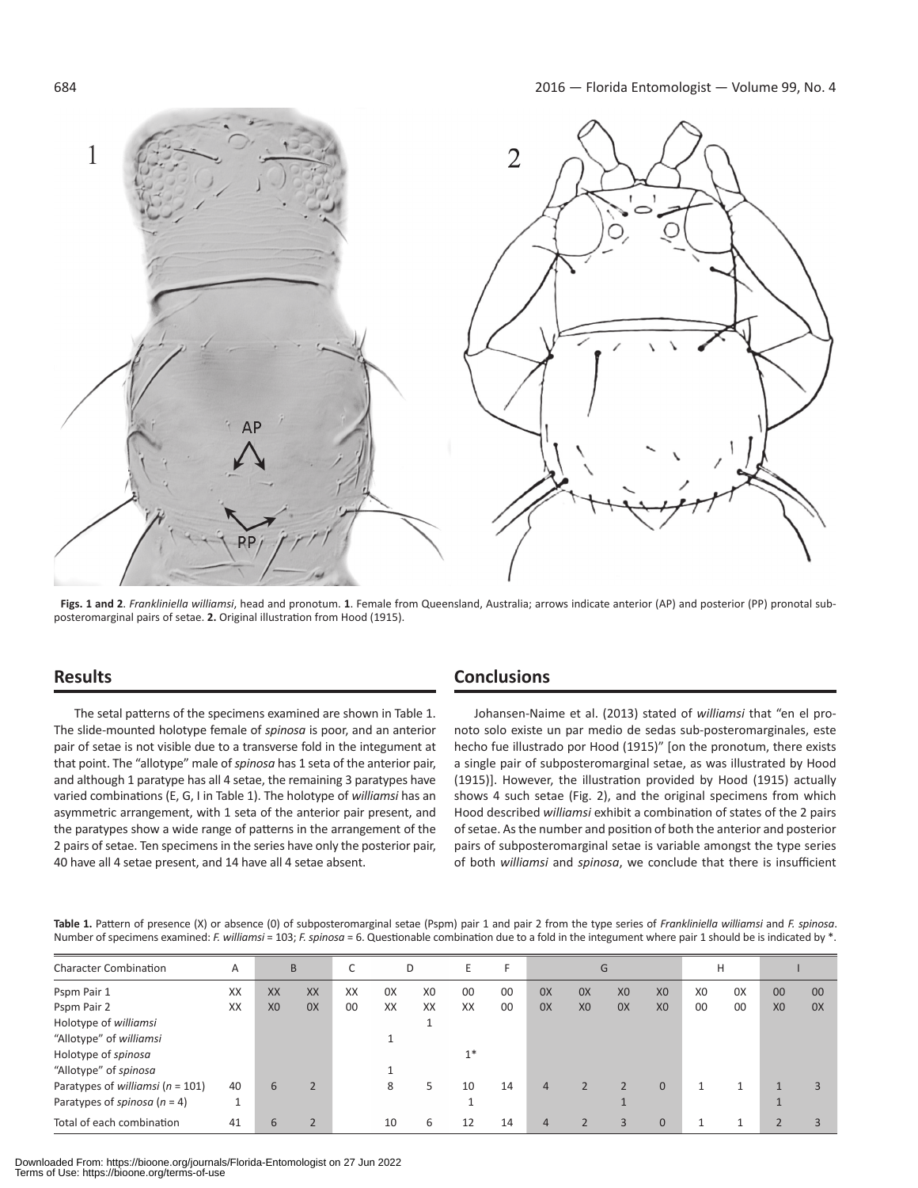**Figs. 1 and 2**. *Frankliniella williamsi*, head and pronotum. **1**. Female from Queensland, Australia; arrows indicate anterior (AP) and posterior (PP) pronotal sub-posteromarginal pairs of setae. **2.** Original illustration from Hood (1915).

## Results

The setal patterns of the specimens examined are shown in Table 1. The slide-mounted holotype female of *spinosa* is poor, and an anterior pair of setae is not visible due to a transverse fold in the integument at that point. The "allotype" male of *spinosa* has 1 seta of the anterior pair, and although 1 paratype has all 4 setae, the remaining 3 paratypes have varied combinations (E, G, I in Table 1). The holotype of *williamsi* has an asymmetric arrangement, with 1 seta of the anterior pair present, and the paratypes show a wide range of patterns in the arrangement of the 2 pairs of setae. Ten specimens in the series have only the posterior pair, 40 have all 4 setae present, and 14 have all 4 setae absent.

## Conclusions

Johansen-Naime et al. (2013) stated of *williamsi* that "en el pronoto solo existe un par medio de sedas sub-posteromarginales, este hecho fue illustrado por Hood (1915)" [on the pronotum, there exists a single pair of subposteromarginal setae, as was illustrated by Hood (1915)]. However, the illustration provided by Hood (1915) actually shows 4 such setae (Fig. 2), and the original specimens from which Hood described *williamsi* exhibit a combination of states of the 2 pairs of setae. As the number and position of both the anterior and posterior pairs of subposteromarginal setae is variable amongst the type series of both *williamsi* and *spinosa*, we conclude that there is insufficient

**Table 1.** Pattern of presence (X) or absence (0) of subposteromarginal setae (Pspm) pair 1 and pair 2 from the type series of *Frankliniella williamsi* and *F. spinosa*. Number of specimens examined: *F. williamsi* = 103; *F. spinosa* = 6. Questionable combination due to a fold in the integument where pair 1 should be is indicated by *.

| Character Combination | A | B | | C | D | | E | F | G | | | | H | | I | |
|---|---|---|---|---|---|---|---|---|---|---|---|---|---|---|---|---|
| Pspm Pair 1 | XX | XX | XX | XX | 0X | X0 | 00 | 00 | 0X | 0X | X0 | X0 | X0 | 0X | 00 | 00 |
| Pspm Pair 2 | XX | X0 | 0X | 00 | XX | XX | XX | 00 | 0X | X0 | 0X | X0 | 00 | 00 | X0 | 0X |
| Holotype of *williamsi* | | | | | | 1 | | | | | | | | | | |
| "Allotype" of *williamsi* | | | | | 1 | | | | | | | | | | | |
| Holotype of *spinosa* | | | | | | | 1* | | | | | | | | | |
| "Allotype" of *spinosa* | | | | | 1 | | | | | | | | | | | |
| Paratypes of *williamsi* ($n$ = 101) | 40 | 6 | 2 | | 8 | 5 | 10 | 14 | 4 | 2 | 2 | 0 | 1 | 1 | 1 | 3 |
| Paratypes of *spinosa* ($n$ = 4) | 1 | | | | | | 1 | | | | 1 | | | | 1 | |
| Total of each combination | 41 | 6 | 2 | | 10 | 6 | 12 | 14 | 4 | 2 | 3 | 0 | 1 | 1 | 2 | 3 |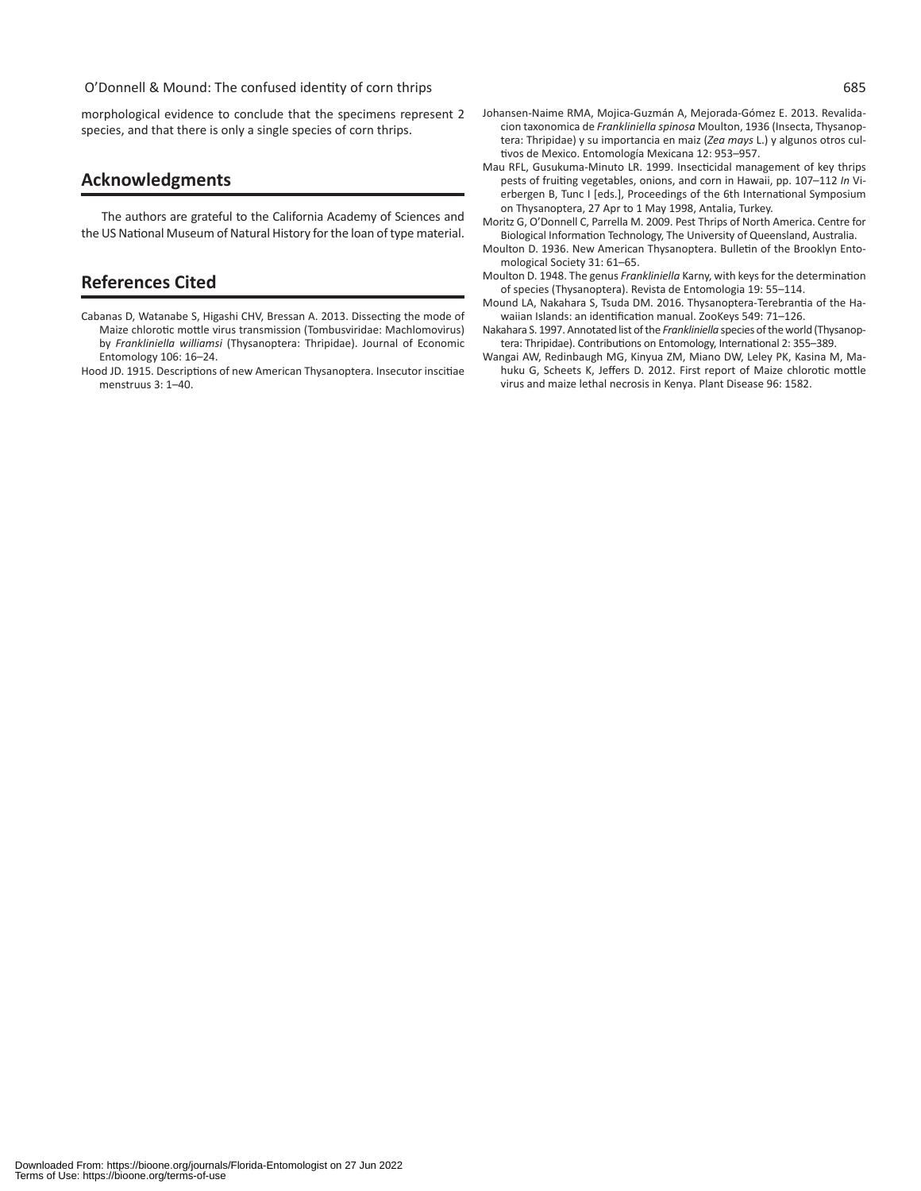morphological evidence to conclude that the specimens represent 2 species, and that there is only a single species of corn thrips.

## Acknowledgments

The authors are grateful to the California Academy of Sciences and the US National Museum of Natural History for the loan of type material.

## References Cited

Cabanas D, Watanabe S, Higashi CHV, Bressan A. 2013. Dissecting the mode of Maize chlorotic mottle virus transmission (Tombusviridae: Machlomovirus) by *Frankliniella williamsi* (Thysanoptera: Thripidae). Journal of Economic Entomology 106: 16–24.

Hood JD. 1915. Descriptions of new American Thysanoptera. Insecutor inscitiae menstruus 3: 1–40.

Johansen-Naime RMA, Mojica-Guzmán A, Mejorada-Gómez E. 2013. Revalidacion taxonomica de *Frankliniella spinosa* Moulton, 1936 (Insecta, Thysanoptera: Thripidae) y su importancia en maiz (*Zea mays* L.) y algunos otros cultivos de Mexico. Entomología Mexicana 12: 953–957.

Mau RFL, Gusukuma-Minuto LR. 1999. Insecticidal management of key thrips pests of fruiting vegetables, onions, and corn in Hawaii, pp. 107–112 *In* Vierbergen B, Tunc I [eds.], Proceedings of the 6th International Symposium on Thysanoptera, 27 Apr to 1 May 1998, Antalia, Turkey.

Moritz G, O'Donnell C, Parrella M. 2009. Pest Thrips of North America. Centre for Biological Information Technology, The University of Queensland, Australia.

Moulton D. 1936. New American Thysanoptera. Bulletin of the Brooklyn Entomological Society 31: 61–65.

Moulton D. 1948. The genus *Frankliniella* Karny, with keys for the determination of species (Thysanoptera). Revista de Entomologia 19: 55–114.

Mound LA, Nakahara S, Tsuda DM. 2016. Thysanoptera-Terebrantia of the Hawaiian Islands: an identification manual. ZooKeys 549: 71–126.

Nakahara S. 1997. Annotated list of the *Frankliniella* species of the world (Thysanoptera: Thripidae). Contributions on Entomology, International 2: 355–389.

Wangai AW, Redinbaugh MG, Kinyua ZM, Miano DW, Leley PK, Kasina M, Mahuku G, Scheets K, Jeffers D. 2012. First report of Maize chlorotic mottle virus and maize lethal necrosis in Kenya. Plant Disease 96: 1582.